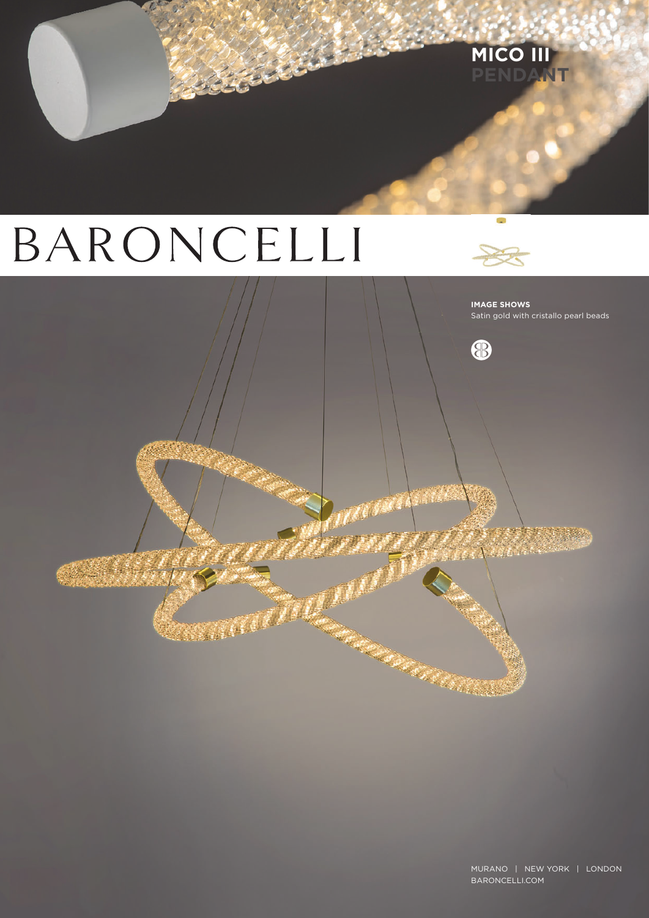# MICO III PENDANT

# BARONCELLI

**IMAGE SHOWS**
Satin gold with cristallo pearl beads

MURANO | NEW YORK | LONDON
BARONCELLI.COM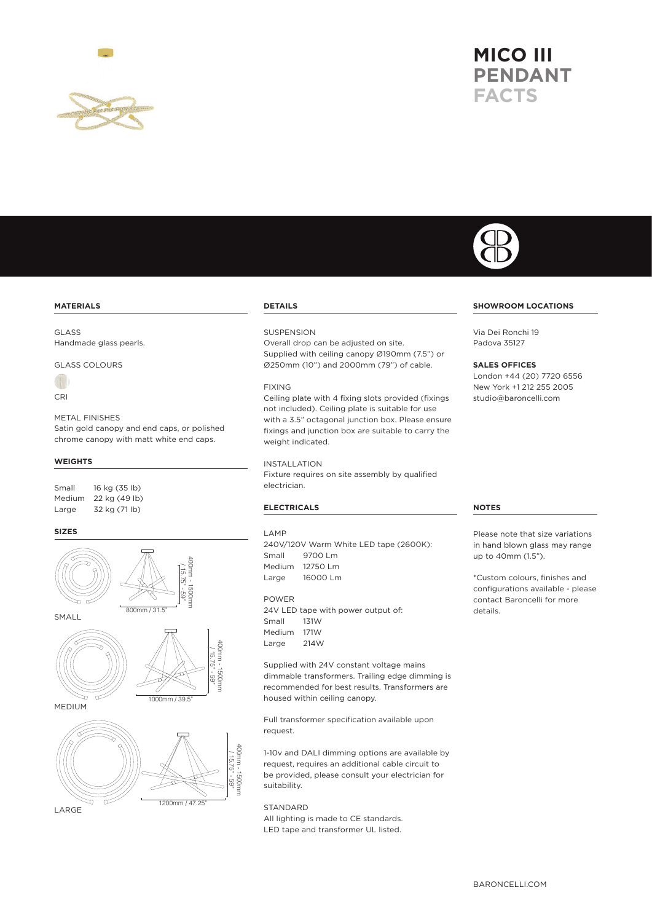# MICO III PENDANT FACTS

## MATERIALS

GLASS
Handmade glass pearls.

GLASS COLOURS

CRI

METAL FINISHES
Satin gold canopy and end caps, or polished chrome canopy with matt white end caps.

## WEIGHTS

| | |
|---|---|
| Small | 16 kg (35 lb) |
| Medium | 22 kg (49 lb) |
| Large | 32 kg (71 lb) |

## SIZES

SMALL
800mm / 31.5"
400mm - 1500mm / 15.75" - 59"

MEDIUM
1000mm / 39.5"
400mm - 1500mm / 15.75" - 59"

LARGE
1200mm / 47.25"
400mm - 1500mm / 15.75" - 59"

## DETAILS

SUSPENSION
Overall drop can be adjusted on site.
Supplied with ceiling canopy Ø190mm (7.5") or Ø250mm (10") and 2000mm (79") of cable.

FIXING
Ceiling plate with 4 fixing slots provided (fixings not included). Ceiling plate is suitable for use with a 3.5" octagonal junction box. Please ensure fixings and junction box are suitable to carry the weight indicated.

INSTALLATION
Fixture requires on site assembly by qualified electrician.

## ELECTRICALS

LAMP
240V/120V Warm White LED tape (2600K):

| | |
|---|---|
| Small | 9700 Lm |
| Medium | 12750 Lm |
| Large | 16000 Lm |

POWER
24V LED tape with power output of:

| | |
|---|---|
| Small | 131W |
| Medium | 171W |
| Large | 214W |

Supplied with 24V constant voltage mains dimmable transformers. Trailing edge dimming is recommended for best results. Transformers are housed within ceiling canopy.

Full transformer specification available upon request.

1-10v and DALI dimming options are available by request, requires an additional cable circuit to be provided, please consult your electrician for suitability.

STANDARD
All lighting is made to CE standards.
LED tape and transformer UL listed.

## SHOWROOM LOCATIONS

Via Dei Ronchi 19
Padova 35127

**SALES OFFICES**
London +44 (20) 7720 6556
New York +1 212 255 2005
studio@baroncelli.com

## NOTES

Please note that size variations in hand blown glass may range up to 40mm (1.5").

*Custom colours, finishes and configurations available - please contact Baroncelli for more details.

BARONCELLI.COM